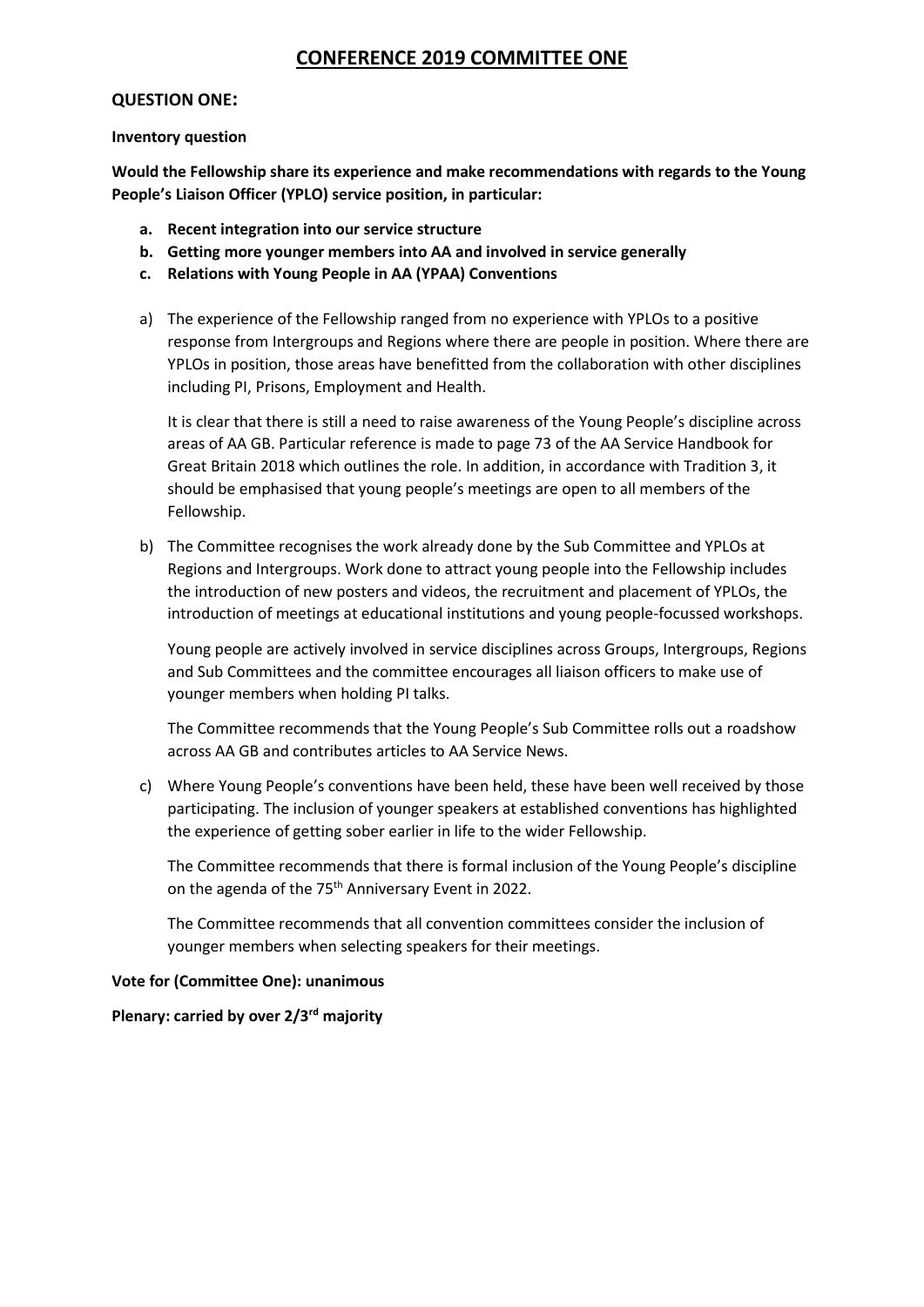# CONFERENCE 2019 COMMITTEE ONE

## QUESTION ONE:

**Inventory question**

**Would the Fellowship share its experience and make recommendations with regards to the Young People's Liaison Officer (YPLO) service position, in particular:**

- **a. Recent integration into our service structure**
- **b. Getting more younger members into AA and involved in service generally**
- **c. Relations with Young People in AA (YPAA) Conventions**

a) The experience of the Fellowship ranged from no experience with YPLOs to a positive response from Intergroups and Regions where there are people in position. Where there are YPLOs in position, those areas have benefitted from the collaboration with other disciplines including PI, Prisons, Employment and Health.

It is clear that there is still a need to raise awareness of the Young People's discipline across areas of AA GB. Particular reference is made to page 73 of the AA Service Handbook for Great Britain 2018 which outlines the role. In addition, in accordance with Tradition 3, it should be emphasised that young people's meetings are open to all members of the Fellowship.

b) The Committee recognises the work already done by the Sub Committee and YPLOs at Regions and Intergroups. Work done to attract young people into the Fellowship includes the introduction of new posters and videos, the recruitment and placement of YPLOs, the introduction of meetings at educational institutions and young people-focussed workshops.

Young people are actively involved in service disciplines across Groups, Intergroups, Regions and Sub Committees and the committee encourages all liaison officers to make use of younger members when holding PI talks.

The Committee recommends that the Young People's Sub Committee rolls out a roadshow across AA GB and contributes articles to AA Service News.

c) Where Young People's conventions have been held, these have been well received by those participating. The inclusion of younger speakers at established conventions has highlighted the experience of getting sober earlier in life to the wider Fellowship.

The Committee recommends that there is formal inclusion of the Young People's discipline on the agenda of the 75th Anniversary Event in 2022.

The Committee recommends that all convention committees consider the inclusion of younger members when selecting speakers for their meetings.

**Vote for (Committee One): unanimous**

**Plenary: carried by over 2/3rd majority**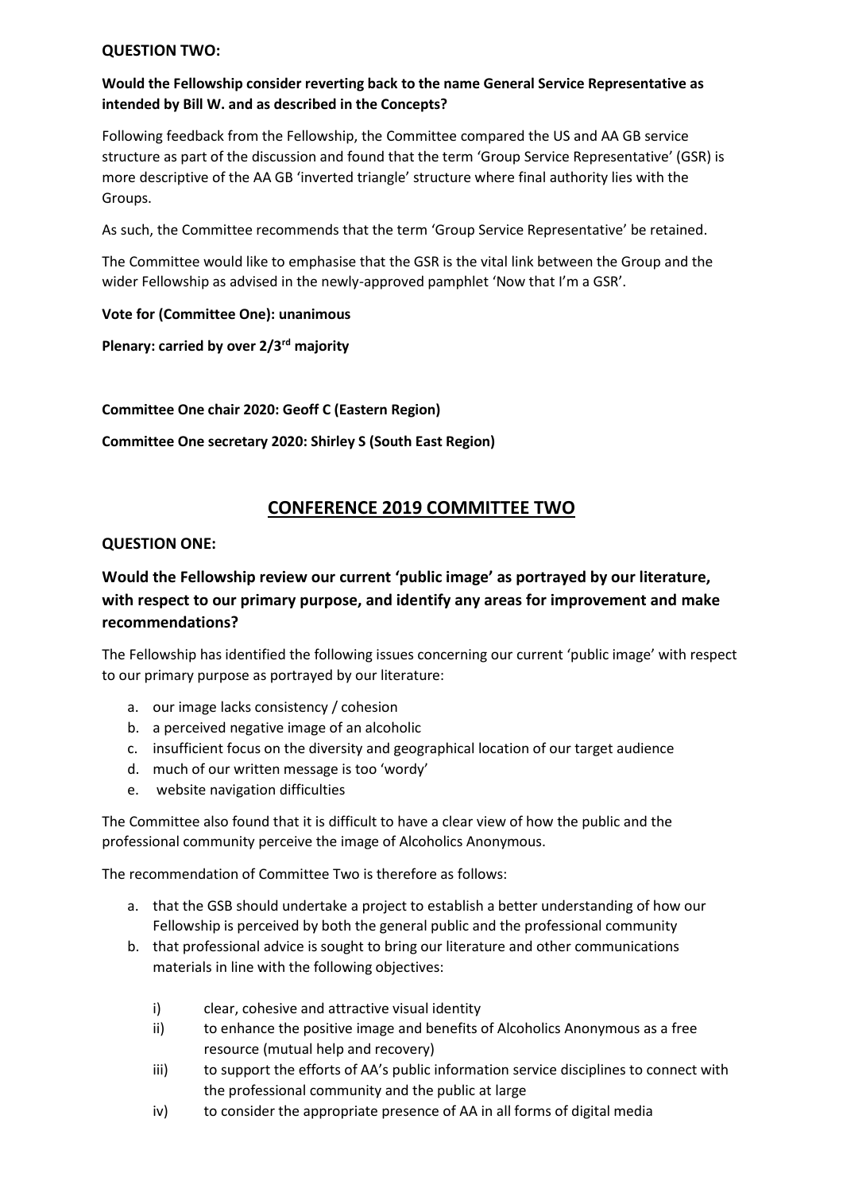**QUESTION TWO:**

**Would the Fellowship consider reverting back to the name General Service Representative as intended by Bill W. and as described in the Concepts?**

Following feedback from the Fellowship, the Committee compared the US and AA GB service structure as part of the discussion and found that the term 'Group Service Representative' (GSR) is more descriptive of the AA GB 'inverted triangle' structure where final authority lies with the Groups.

As such, the Committee recommends that the term 'Group Service Representative' be retained.

The Committee would like to emphasise that the GSR is the vital link between the Group and the wider Fellowship as advised in the newly-approved pamphlet 'Now that I'm a GSR'.

**Vote for (Committee One): unanimous**

**Plenary: carried by over 2/3rd majority**

**Committee One chair 2020: Geoff C (Eastern Region)**

**Committee One secretary 2020: Shirley S (South East Region)**

## CONFERENCE 2019 COMMITTEE TWO

**QUESTION ONE:**

### Would the Fellowship review our current 'public image' as portrayed by our literature, with respect to our primary purpose, and identify any areas for improvement and make recommendations?

The Fellowship has identified the following issues concerning our current 'public image' with respect to our primary purpose as portrayed by our literature:

a. our image lacks consistency / cohesion
b. a perceived negative image of an alcoholic
c. insufficient focus on the diversity and geographical location of our target audience
d. much of our written message is too 'wordy'
e. website navigation difficulties

The Committee also found that it is difficult to have a clear view of how the public and the professional community perceive the image of Alcoholics Anonymous.

The recommendation of Committee Two is therefore as follows:

a. that the GSB should undertake a project to establish a better understanding of how our Fellowship is perceived by both the general public and the professional community
b. that professional advice is sought to bring our literature and other communications materials in line with the following objectives:

   i) clear, cohesive and attractive visual identity
   ii) to enhance the positive image and benefits of Alcoholics Anonymous as a free resource (mutual help and recovery)
   iii) to support the efforts of AA's public information service disciplines to connect with the professional community and the public at large
   iv) to consider the appropriate presence of AA in all forms of digital media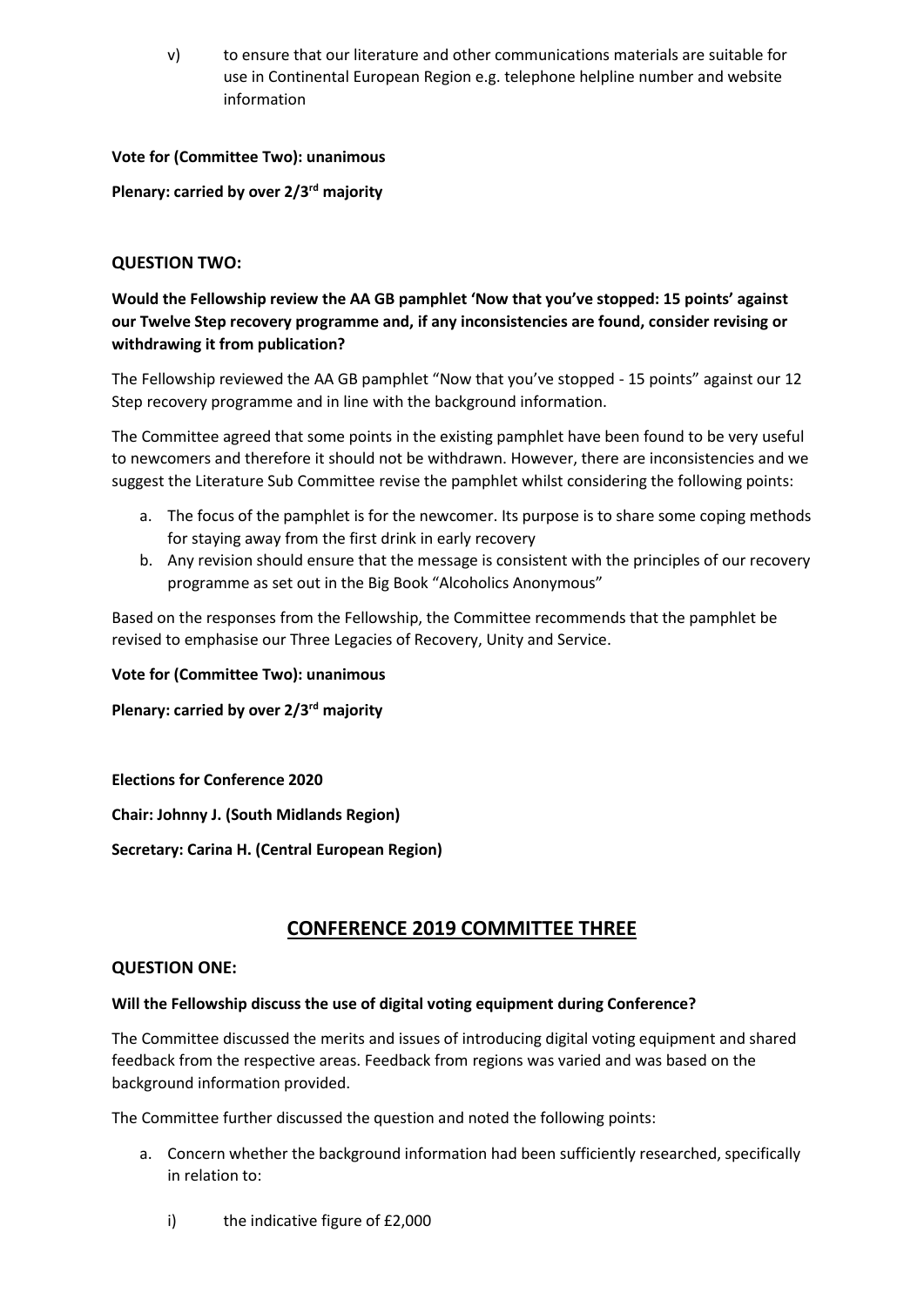v) to ensure that our literature and other communications materials are suitable for use in Continental European Region e.g. telephone helpline number and website information

**Vote for (Committee Two): unanimous**

**Plenary: carried by over 2/3rd majority**

### QUESTION TWO:

**Would the Fellowship review the AA GB pamphlet 'Now that you've stopped: 15 points' against our Twelve Step recovery programme and, if any inconsistencies are found, consider revising or withdrawing it from publication?**

The Fellowship reviewed the AA GB pamphlet "Now that you've stopped - 15 points" against our 12 Step recovery programme and in line with the background information.

The Committee agreed that some points in the existing pamphlet have been found to be very useful to newcomers and therefore it should not be withdrawn. However, there are inconsistencies and we suggest the Literature Sub Committee revise the pamphlet whilst considering the following points:

a. The focus of the pamphlet is for the newcomer. Its purpose is to share some coping methods for staying away from the first drink in early recovery
b. Any revision should ensure that the message is consistent with the principles of our recovery programme as set out in the Big Book "Alcoholics Anonymous"

Based on the responses from the Fellowship, the Committee recommends that the pamphlet be revised to emphasise our Three Legacies of Recovery, Unity and Service.

**Vote for (Committee Two): unanimous**

**Plenary: carried by over 2/3rd majority**

**Elections for Conference 2020**

**Chair: Johnny J. (South Midlands Region)**

**Secretary: Carina H. (Central European Region)**

## CONFERENCE 2019 COMMITTEE THREE

### QUESTION ONE:

**Will the Fellowship discuss the use of digital voting equipment during Conference?**

The Committee discussed the merits and issues of introducing digital voting equipment and shared feedback from the respective areas. Feedback from regions was varied and was based on the background information provided.

The Committee further discussed the question and noted the following points:

a. Concern whether the background information had been sufficiently researched, specifically in relation to:

   i) the indicative figure of £2,000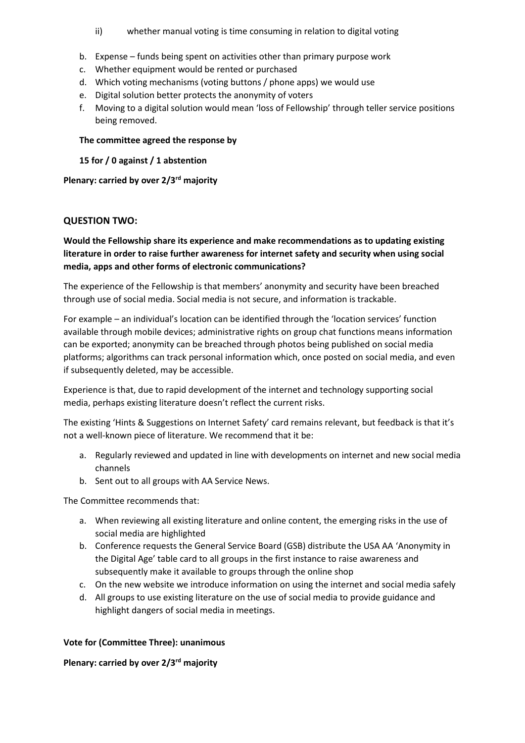ii) whether manual voting is time consuming in relation to digital voting

b. Expense – funds being spent on activities other than primary purpose work
c. Whether equipment would be rented or purchased
d. Which voting mechanisms (voting buttons / phone apps) we would use
e. Digital solution better protects the anonymity of voters
f. Moving to a digital solution would mean 'loss of Fellowship' through teller service positions being removed.

**The committee agreed the response by**

**15 for / 0 against / 1 abstention**

**Plenary: carried by over 2/3rd majority**

## QUESTION TWO:

**Would the Fellowship share its experience and make recommendations as to updating existing literature in order to raise further awareness for internet safety and security when using social media, apps and other forms of electronic communications?**

The experience of the Fellowship is that members' anonymity and security have been breached through use of social media. Social media is not secure, and information is trackable.

For example – an individual's location can be identified through the 'location services' function available through mobile devices; administrative rights on group chat functions means information can be exported; anonymity can be breached through photos being published on social media platforms; algorithms can track personal information which, once posted on social media, and even if subsequently deleted, may be accessible.

Experience is that, due to rapid development of the internet and technology supporting social media, perhaps existing literature doesn't reflect the current risks.

The existing 'Hints & Suggestions on Internet Safety' card remains relevant, but feedback is that it's not a well-known piece of literature. We recommend that it be:

a. Regularly reviewed and updated in line with developments on internet and new social media channels
b. Sent out to all groups with AA Service News.

The Committee recommends that:

a. When reviewing all existing literature and online content, the emerging risks in the use of social media are highlighted
b. Conference requests the General Service Board (GSB) distribute the USA AA 'Anonymity in the Digital Age' table card to all groups in the first instance to raise awareness and subsequently make it available to groups through the online shop
c. On the new website we introduce information on using the internet and social media safely
d. All groups to use existing literature on the use of social media to provide guidance and highlight dangers of social media in meetings.

**Vote for (Committee Three): unanimous**

**Plenary: carried by over 2/3rd majority**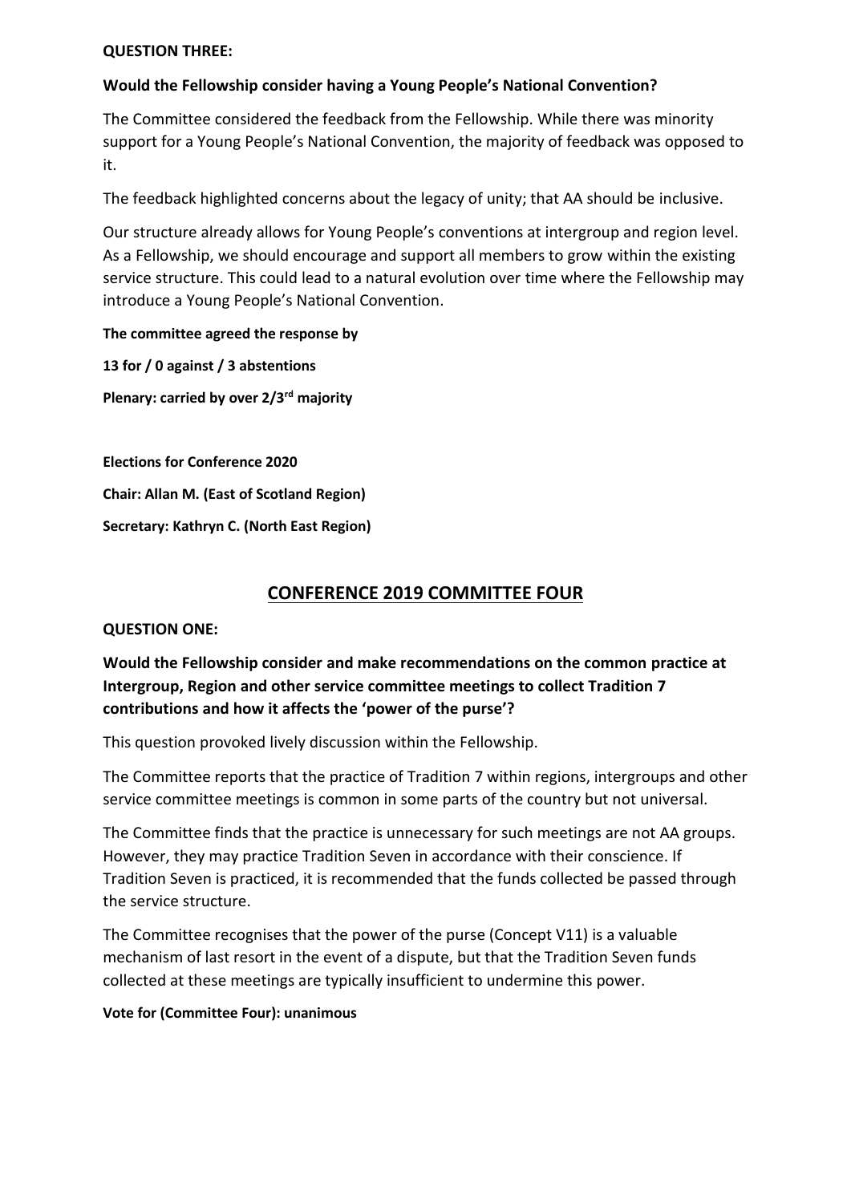**QUESTION THREE:**

**Would the Fellowship consider having a Young People's National Convention?**

The Committee considered the feedback from the Fellowship. While there was minority support for a Young People's National Convention, the majority of feedback was opposed to it.

The feedback highlighted concerns about the legacy of unity; that AA should be inclusive.

Our structure already allows for Young People's conventions at intergroup and region level. As a Fellowship, we should encourage and support all members to grow within the existing service structure. This could lead to a natural evolution over time where the Fellowship may introduce a Young People's National Convention.

**The committee agreed the response by**

**13 for / 0 against / 3 abstentions**

**Plenary: carried by over 2/3rd majority**

**Elections for Conference 2020**

**Chair: Allan M. (East of Scotland Region)**

**Secretary: Kathryn C. (North East Region)**

## CONFERENCE 2019 COMMITTEE FOUR

**QUESTION ONE:**

**Would the Fellowship consider and make recommendations on the common practice at Intergroup, Region and other service committee meetings to collect Tradition 7 contributions and how it affects the 'power of the purse'?**

This question provoked lively discussion within the Fellowship.

The Committee reports that the practice of Tradition 7 within regions, intergroups and other service committee meetings is common in some parts of the country but not universal.

The Committee finds that the practice is unnecessary for such meetings are not AA groups. However, they may practice Tradition Seven in accordance with their conscience. If Tradition Seven is practiced, it is recommended that the funds collected be passed through the service structure.

The Committee recognises that the power of the purse (Concept V11) is a valuable mechanism of last resort in the event of a dispute, but that the Tradition Seven funds collected at these meetings are typically insufficient to undermine this power.

**Vote for (Committee Four): unanimous**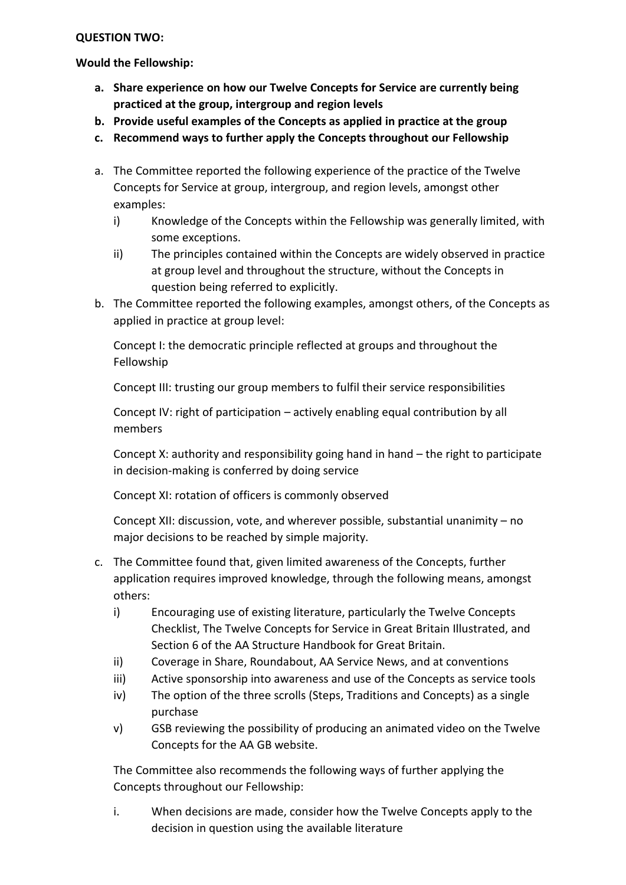**QUESTION TWO:**

**Would the Fellowship:**

a. **Share experience on how our Twelve Concepts for Service are currently being practiced at the group, intergroup and region levels**
b. **Provide useful examples of the Concepts as applied in practice at the group**
c. **Recommend ways to further apply the Concepts throughout our Fellowship**

a. The Committee reported the following experience of the practice of the Twelve Concepts for Service at group, intergroup, and region levels, amongst other examples:
   i) Knowledge of the Concepts within the Fellowship was generally limited, with some exceptions.
   ii) The principles contained within the Concepts are widely observed in practice at group level and throughout the structure, without the Concepts in question being referred to explicitly.

b. The Committee reported the following examples, amongst others, of the Concepts as applied in practice at group level:

   Concept I: the democratic principle reflected at groups and throughout the Fellowship

   Concept III: trusting our group members to fulfil their service responsibilities

   Concept IV: right of participation – actively enabling equal contribution by all members

   Concept X: authority and responsibility going hand in hand – the right to participate in decision-making is conferred by doing service

   Concept XI: rotation of officers is commonly observed

   Concept XII: discussion, vote, and wherever possible, substantial unanimity – no major decisions to be reached by simple majority.

c. The Committee found that, given limited awareness of the Concepts, further application requires improved knowledge, through the following means, amongst others:
   i) Encouraging use of existing literature, particularly the Twelve Concepts Checklist, The Twelve Concepts for Service in Great Britain Illustrated, and Section 6 of the AA Structure Handbook for Great Britain.
   ii) Coverage in Share, Roundabout, AA Service News, and at conventions
   iii) Active sponsorship into awareness and use of the Concepts as service tools
   iv) The option of the three scrolls (Steps, Traditions and Concepts) as a single purchase
   v) GSB reviewing the possibility of producing an animated video on the Twelve Concepts for the AA GB website.

   The Committee also recommends the following ways of further applying the Concepts throughout our Fellowship:

   i. When decisions are made, consider how the Twelve Concepts apply to the decision in question using the available literature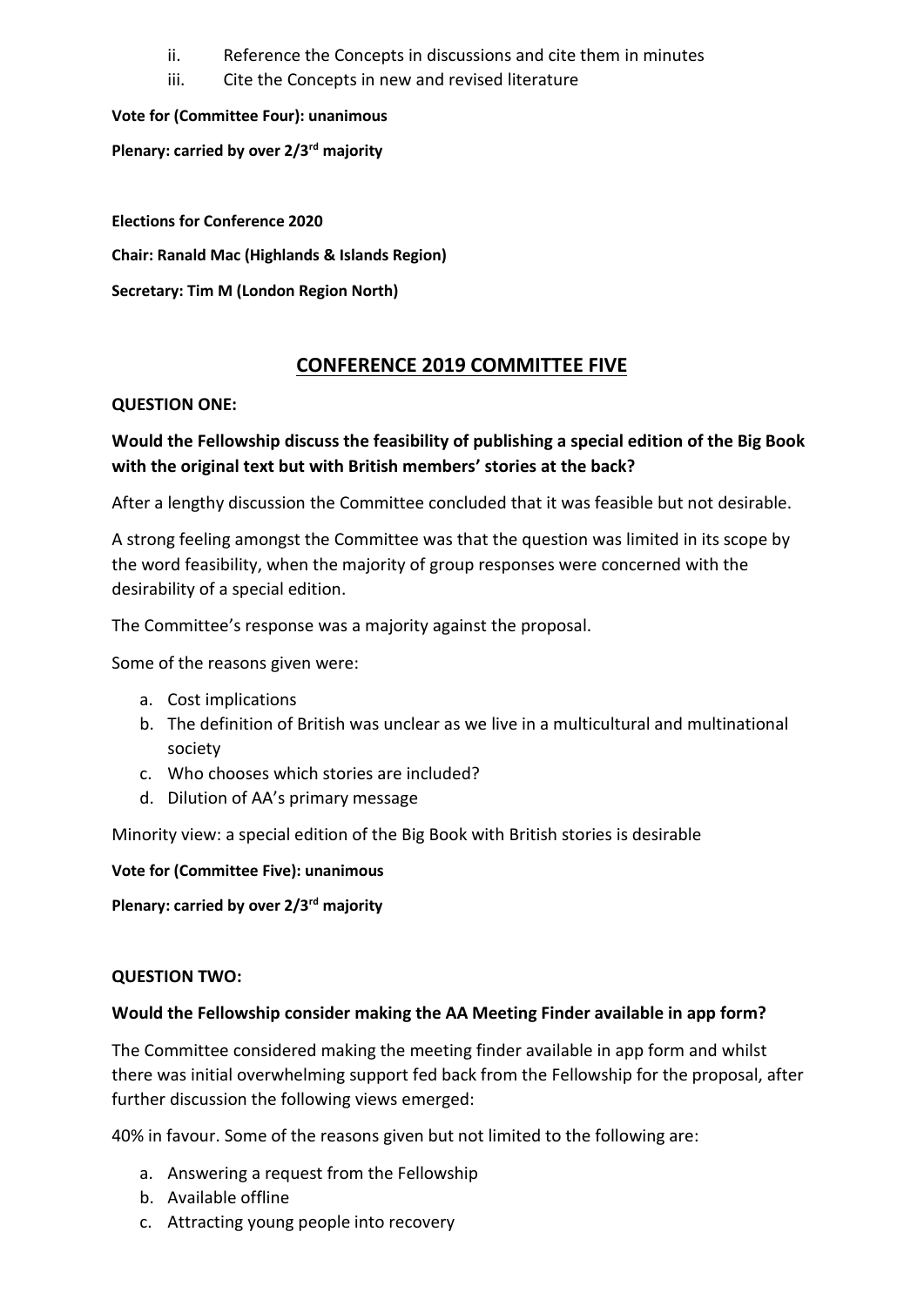ii. Reference the Concepts in discussions and cite them in minutes

iii. Cite the Concepts in new and revised literature

**Vote for (Committee Four): unanimous**

**Plenary: carried by over 2/3rd majority**

**Elections for Conference 2020**

**Chair: Ranald Mac (Highlands & Islands Region)**

**Secretary: Tim M (London Region North)**

## CONFERENCE 2019 COMMITTEE FIVE

**QUESTION ONE:**

**Would the Fellowship discuss the feasibility of publishing a special edition of the Big Book with the original text but with British members' stories at the back?**

After a lengthy discussion the Committee concluded that it was feasible but not desirable.

A strong feeling amongst the Committee was that the question was limited in its scope by the word feasibility, when the majority of group responses were concerned with the desirability of a special edition.

The Committee's response was a majority against the proposal.

Some of the reasons given were:

a. Cost implications
b. The definition of British was unclear as we live in a multicultural and multinational society
c. Who chooses which stories are included?
d. Dilution of AA's primary message

Minority view: a special edition of the Big Book with British stories is desirable

**Vote for (Committee Five): unanimous**

**Plenary: carried by over 2/3rd majority**

**QUESTION TWO:**

**Would the Fellowship consider making the AA Meeting Finder available in app form?**

The Committee considered making the meeting finder available in app form and whilst there was initial overwhelming support fed back from the Fellowship for the proposal, after further discussion the following views emerged:

40% in favour. Some of the reasons given but not limited to the following are:

a. Answering a request from the Fellowship
b. Available offline
c. Attracting young people into recovery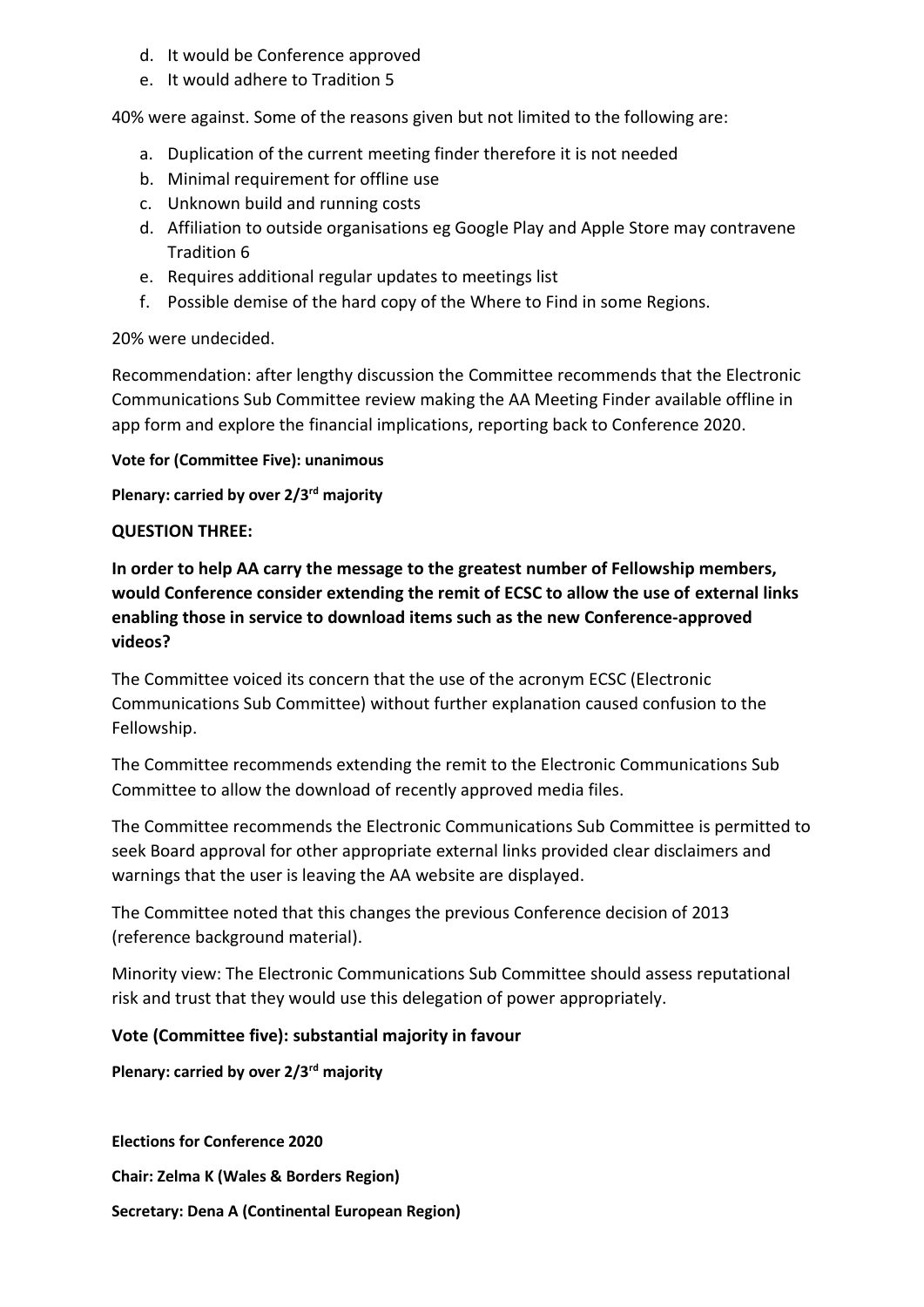d. It would be Conference approved
e. It would adhere to Tradition 5

40% were against. Some of the reasons given but not limited to the following are:

a. Duplication of the current meeting finder therefore it is not needed
b. Minimal requirement for offline use
c. Unknown build and running costs
d. Affiliation to outside organisations eg Google Play and Apple Store may contravene Tradition 6
e. Requires additional regular updates to meetings list
f. Possible demise of the hard copy of the Where to Find in some Regions.

20% were undecided.

Recommendation: after lengthy discussion the Committee recommends that the Electronic Communications Sub Committee review making the AA Meeting Finder available offline in app form and explore the financial implications, reporting back to Conference 2020.

**Vote for (Committee Five): unanimous**

**Plenary: carried by over 2/3rd majority**

**QUESTION THREE:**

**In order to help AA carry the message to the greatest number of Fellowship members, would Conference consider extending the remit of ECSC to allow the use of external links enabling those in service to download items such as the new Conference-approved videos?**

The Committee voiced its concern that the use of the acronym ECSC (Electronic Communications Sub Committee) without further explanation caused confusion to the Fellowship.

The Committee recommends extending the remit to the Electronic Communications Sub Committee to allow the download of recently approved media files.

The Committee recommends the Electronic Communications Sub Committee is permitted to seek Board approval for other appropriate external links provided clear disclaimers and warnings that the user is leaving the AA website are displayed.

The Committee noted that this changes the previous Conference decision of 2013 (reference background material).

Minority view: The Electronic Communications Sub Committee should assess reputational risk and trust that they would use this delegation of power appropriately.

**Vote (Committee five): substantial majority in favour**

**Plenary: carried by over 2/3rd majority**

**Elections for Conference 2020**

**Chair: Zelma K (Wales & Borders Region)**

**Secretary: Dena A (Continental European Region)**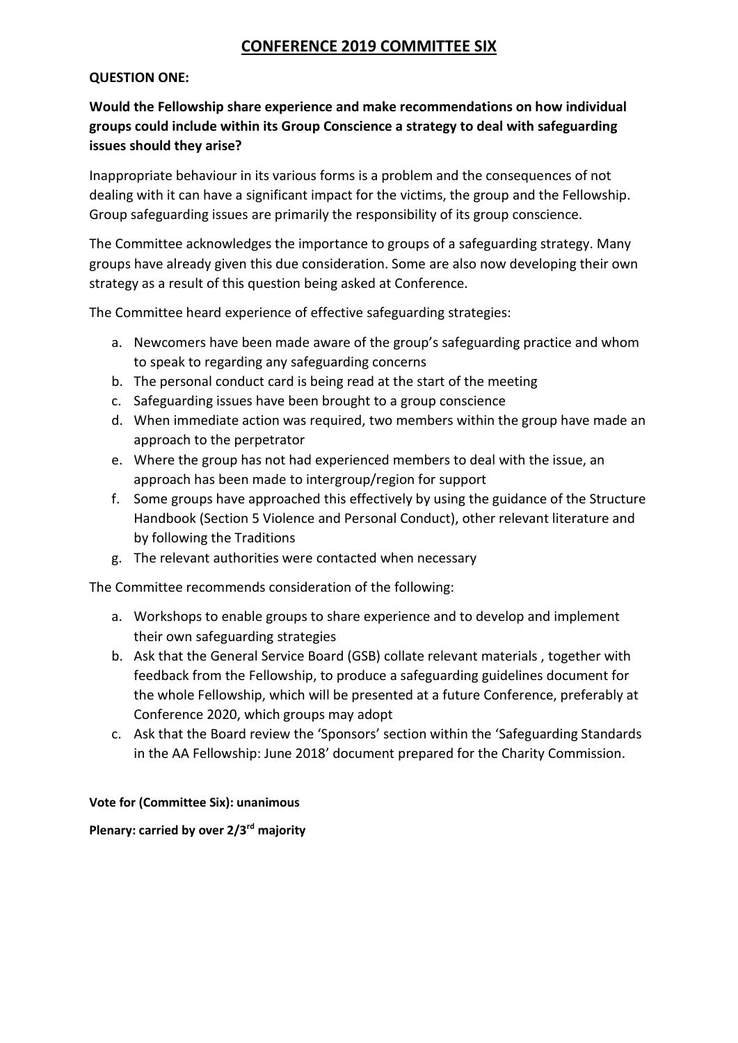# CONFERENCE 2019 COMMITTEE SIX

**QUESTION ONE:**

**Would the Fellowship share experience and make recommendations on how individual groups could include within its Group Conscience a strategy to deal with safeguarding issues should they arise?**

Inappropriate behaviour in its various forms is a problem and the consequences of not dealing with it can have a significant impact for the victims, the group and the Fellowship. Group safeguarding issues are primarily the responsibility of its group conscience.

The Committee acknowledges the importance to groups of a safeguarding strategy. Many groups have already given this due consideration. Some are also now developing their own strategy as a result of this question being asked at Conference.

The Committee heard experience of effective safeguarding strategies:

a. Newcomers have been made aware of the group's safeguarding practice and whom to speak to regarding any safeguarding concerns
b. The personal conduct card is being read at the start of the meeting
c. Safeguarding issues have been brought to a group conscience
d. When immediate action was required, two members within the group have made an approach to the perpetrator
e. Where the group has not had experienced members to deal with the issue, an approach has been made to intergroup/region for support
f. Some groups have approached this effectively by using the guidance of the Structure Handbook (Section 5 Violence and Personal Conduct), other relevant literature and by following the Traditions
g. The relevant authorities were contacted when necessary

The Committee recommends consideration of the following:

a. Workshops to enable groups to share experience and to develop and implement their own safeguarding strategies
b. Ask that the General Service Board (GSB) collate relevant materials , together with feedback from the Fellowship, to produce a safeguarding guidelines document for the whole Fellowship, which will be presented at a future Conference, preferably at Conference 2020, which groups may adopt
c. Ask that the Board review the 'Sponsors' section within the 'Safeguarding Standards in the AA Fellowship: June 2018' document prepared for the Charity Commission.

**Vote for (Committee Six): unanimous**

**Plenary: carried by over 2/3rd majority**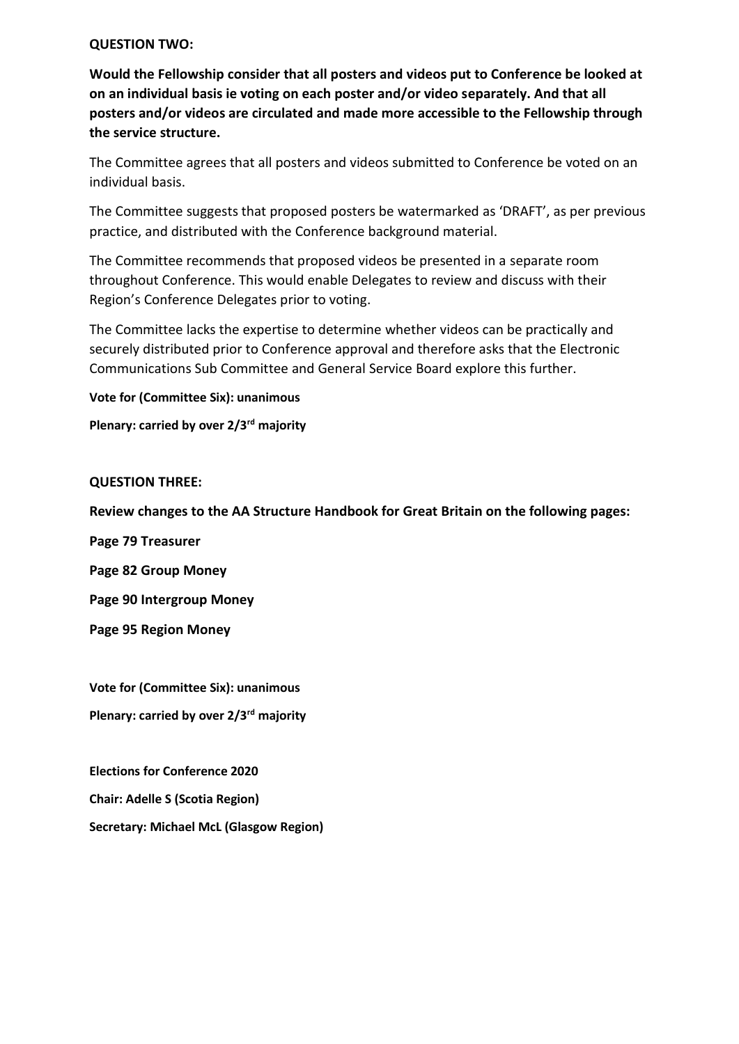**QUESTION TWO:**

**Would the Fellowship consider that all posters and videos put to Conference be looked at on an individual basis ie voting on each poster and/or video separately. And that all posters and/or videos are circulated and made more accessible to the Fellowship through the service structure.**

The Committee agrees that all posters and videos submitted to Conference be voted on an individual basis.

The Committee suggests that proposed posters be watermarked as 'DRAFT', as per previous practice, and distributed with the Conference background material.

The Committee recommends that proposed videos be presented in a separate room throughout Conference. This would enable Delegates to review and discuss with their Region's Conference Delegates prior to voting.

The Committee lacks the expertise to determine whether videos can be practically and securely distributed prior to Conference approval and therefore asks that the Electronic Communications Sub Committee and General Service Board explore this further.

**Vote for (Committee Six): unanimous**

**Plenary: carried by over 2/3rd majority**

**QUESTION THREE:**

**Review changes to the AA Structure Handbook for Great Britain on the following pages:**

**Page 79 Treasurer**

**Page 82 Group Money**

**Page 90 Intergroup Money**

**Page 95 Region Money**

**Vote for (Committee Six): unanimous**

**Plenary: carried by over 2/3rd majority**

**Elections for Conference 2020**

**Chair: Adelle S (Scotia Region)**

**Secretary: Michael McL (Glasgow Region)**